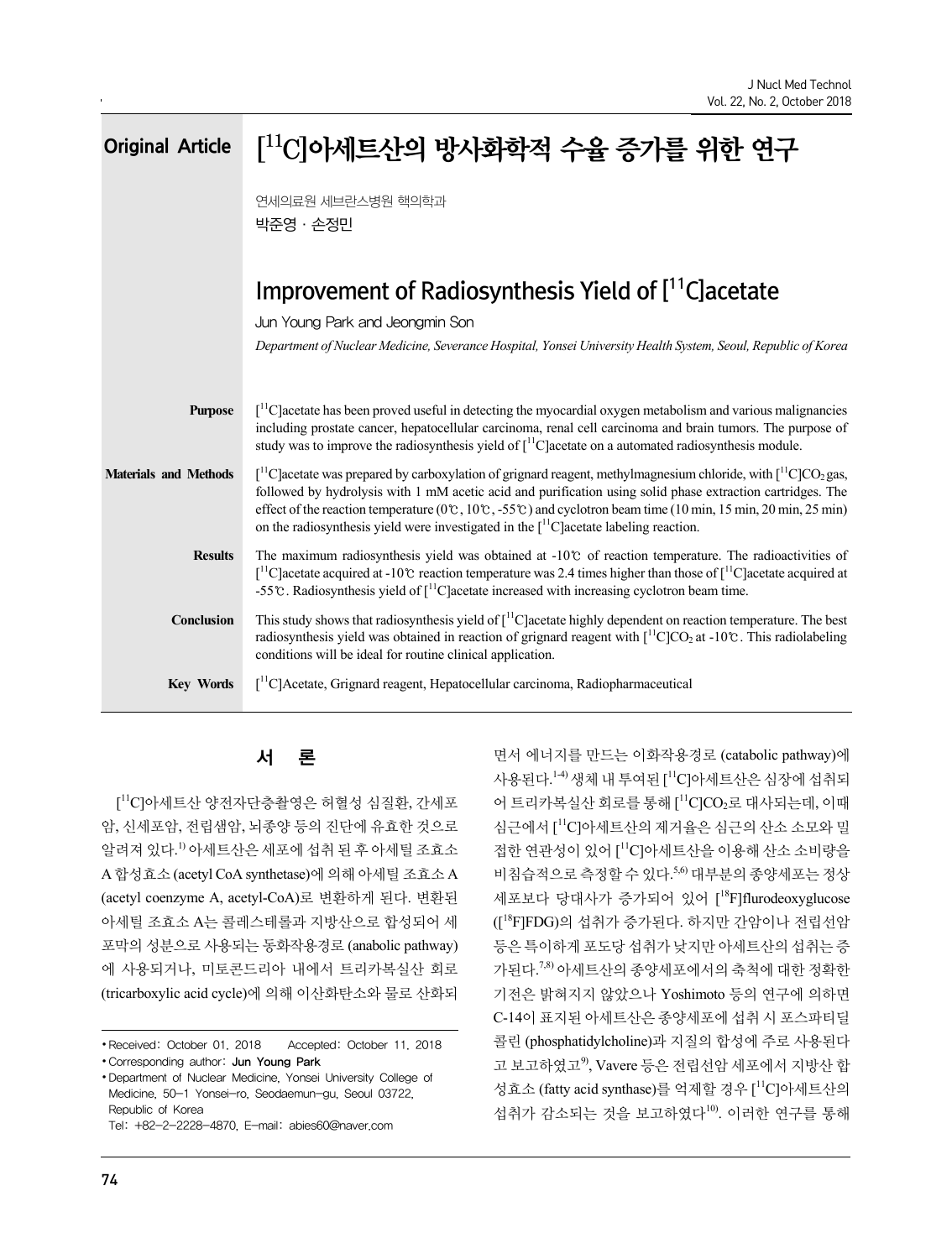Original Article

# $[^{11}C]$아세트산의 방사화학적 수율 증가를 위한 연구

연세의료원 세브란스병원 핵의학과

박준영 · 손정민

# Improvement of Radiosynthesis Yield of $[^{11}C]$acetate

Jun Young Park and Jeongmin Son

*Department of Nuclear Medicine, Severance Hospital, Yonsei University Health System, Seoul, Republic of Korea*

**Purpose** $[^{11}C]$acetate has been proved useful in detecting the myocardial oxygen metabolism and various malignancies including prostate cancer, hepatocellular carcinoma, renal cell carcinoma and brain tumors. The purpose of study was to improve the radiosynthesis yield of $[^{11}C]$acetate on a automated radiosynthesis module.

**Materials and Methods** $[^{11}C]$acetate was prepared by carboxylation of grignard reagent, methylmagnesium chloride, with $[^{11}C]CO_2$ gas, followed by hydrolysis with 1 mM acetic acid and purification using solid phase extraction cartridges. The effect of the reaction temperature (0℃, 10℃, -55℃) and cyclotron beam time (10 min, 15 min, 20 min, 25 min) on the radiosynthesis yield were investigated in the $[^{11}C]$acetate labeling reaction.

**Results** The maximum radiosynthesis yield was obtained at -10℃ of reaction temperature. The radioactivities of $[^{11}C]$acetate acquired at -10℃ reaction temperature was 2.4 times higher than those of $[^{11}C]$acetate acquired at -55℃. Radiosynthesis yield of $[^{11}C]$acetate increased with increasing cyclotron beam time.

**Conclusion** This study shows that radiosynthesis yield of $[^{11}C]$acetate highly dependent on reaction temperature. The best radiosynthesis yield was obtained in reaction of grignard reagent with $[^{11}C]CO_2$ at -10℃. This radiolabeling conditions will be ideal for routine clinical application.

**Key Words** $[^{11}C]$Acetate, Grignard reagent, Hepatocellular carcinoma, Radiopharmaceutical

## 서 론

$[^{11}C]$아세트산 양전자단층촬영은 허혈성 심질환, 간세포암, 신세포암, 전립샘암, 뇌종양 등의 진단에 유효한 것으로 알려져 있다.[1)] 아세트산은 세포에 섭취 된 후 아세틸 조효소 A 합성효소 (acetyl CoA synthetase)에 의해 아세틸 조효소 A (acetyl coenzyme A, acetyl-CoA)로 변환하게 된다. 변환된 아세틸 조효소 A는 콜레스테롤과 지방산으로 합성되어 세포막의 성분으로 사용되는 동화작용경로 (anabolic pathway)에 사용되거나, 미토콘드리아 내에서 트리카복실산 회로 (tricarboxylic acid cycle)에 의해 이산화탄소와 물로 산화되면서 에너지를 만드는 이화작용경로 (catabolic pathway)에 사용된다.[1-4)] 생체 내 투여된 $[^{11}C]$아세트산은 심장에 섭취되어 트리카복실산 회로를 통해 $[^{11}C]CO_2$로 대사되는데, 이때 심근에서 $[^{11}C]$아세트산의 제거율은 심근의 산소 소모와 밀접한 연관성이 있어 $[^{11}C]$아세트산을 이용해 산소 소비량을 비침습적으로 측정할 수 있다.[5,6)] 대부분의 종양세포는 정상세포보다 당대사가 증가되어 있어 $[^{18}F]$flurodeoxyglucose ($[^{18}F]$FDG)의 섭취가 증가된다. 하지만 간암이나 전립선암 등은 특이하게 포도당 섭취가 낮지만 아세트산의 섭취는 증가된다.[7,8)] 아세트산의 종양세포에서의 축적에 대한 정확한 기전은 밝혀지지 않았으나 Yoshimoto 등의 연구에 의하면 C-14이 표지된 아세트산은 종양세포에 섭취 시 포스파티딜콜린 (phosphatidylcholine)과 지질의 합성에 주로 사용된다고 보고하였고[9)], Vavere 등은 전립선암 세포에서 지방산 합성효소 (fatty acid synthase)를 억제할 경우 $[^{11}C]$아세트산의 섭취가 감소되는 것을 보고하였다[10)]. 이러한 연구를 통해

• Received: October 01. 2018 Accepted: October 11. 2018
• Corresponding author: **Jun Young Park**
• Department of Nuclear Medicine, Yonsei University College of Medicine, 50-1 Yonsei-ro, Seodaemun-gu, Seoul 03722, Republic of Korea
Tel: +82-2-2228-4870, E-mail: abies60@naver.com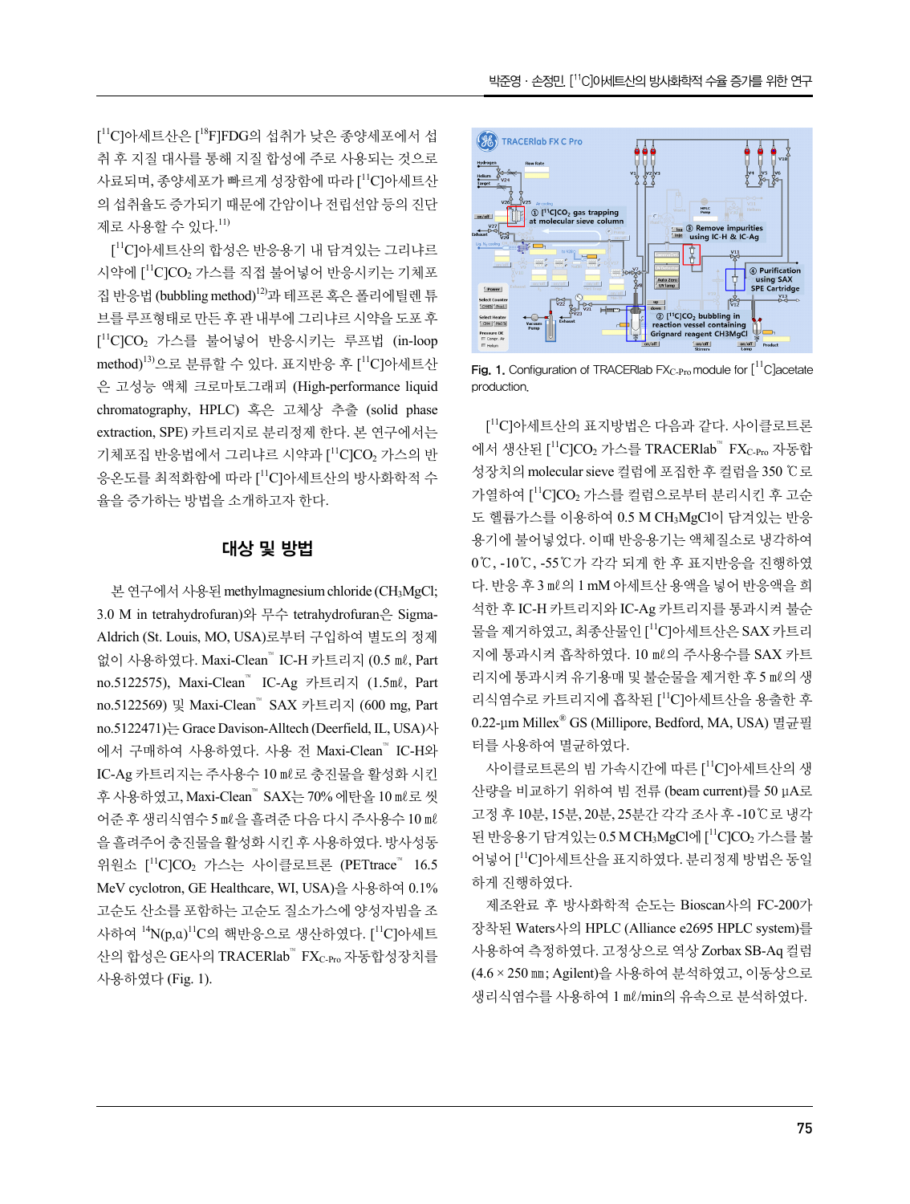$[^{11}C]$아세트산은 $[^{18}F]$FDG의 섭취가 낮은 종양세포에서 섭취 후 지질 대사를 통해 지질 합성에 주로 사용되는 것으로 사료되며, 종양세포가 빠르게 성장함에 따라 $[^{11}C]$아세트산의 섭취율도 증가되기 때문에 간암이나 전립선암 등의 진단제로 사용할 수 있다.[11)]

$[^{11}C]$아세트산의 합성은 반응용기 내 담겨있는 그리냐르 시약에 $[^{11}C]CO_2$ 가스를 직접 불어넣어 반응시키는 기체포집 반응법 (bubbling method)[12)]과 테프론 혹은 폴리에틸렌 튜브를 루프형태로 만든 후 관 내부에 그리냐르 시약을 도포 후 $[^{11}C]CO_2$ 가스를 불어넣어 반응시키는 루프법 (in-loop method)[13)]으로 분류할 수 있다. 표지반응 후 $[^{11}C]$아세트산은 고성능 액체 크로마토그래피 (High-performance liquid chromatography, HPLC) 혹은 고체상 추출 (solid phase extraction, SPE) 카트리지로 분리정제 한다. 본 연구에서는 기체포집 반응법에서 그리냐르 시약과 $[^{11}C]CO_2$ 가스의 반응온도를 최적화함에 따라 $[^{11}C]$아세트산의 방사화학적 수율을 증가하는 방법을 소개하고자 한다.

## 대상 및 방법

본 연구에서 사용된 methylmagnesium chloride ($CH_3MgCl$; 3.0 M in tetrahydrofuran)와 무수 tetrahydrofuran은 Sigma-Aldrich (St. Louis, MO, USA)로부터 구입하여 별도의 정제 없이 사용하였다. Maxi-Clean™ IC-H 카트리지 (0.5 ㎖, Part no.5122575), Maxi-Clean™ IC-Ag 카트리지 (1.5㎖, Part no.5122569) 및 Maxi-Clean™ SAX 카트리지 (600 mg, Part no.5122471)는 Grace Davison-Alltech (Deerfield, IL, USA)사에서 구매하여 사용하였다. 사용 전 Maxi-Clean™ IC-H와 IC-Ag 카트리지는 주사용수 10 ㎖로 충진물을 활성화 시킨 후 사용하였고, Maxi-Clean™ SAX는 70% 에탄올 10 ㎖로 씻어준 후 생리식염수 5 ㎖을 흘려준 다음 다시 주사용수 10 ㎖을 흘려주어 충진물을 활성화 시킨 후 사용하였다. 방사성동위원소 $[^{11}C]CO_2$ 가스는 사이클로트론 (PETtrace™ 16.5 MeV cyclotron, GE Healthcare, WI, USA)을 사용하여 0.1% 고순도 산소를 포함하는 고순도 질소가스에 양성자빔을 조사하여 $^{14}N(p,\alpha)^{11}C$의 핵반응으로 생산하였다. $[^{11}C]$아세트산의 합성은 GE사의 TRACERlab™ $FX_{C\text{-}Pro}$ 자동합성장치를 사용하였다 (Fig. 1).

Fig. 1. Configuration of TRACERlab $FX_{C\text{-}Pro}$ module for $[^{11}C]$acetate production.

$[^{11}C]$아세트산의 표지방법은 다음과 같다. 사이클로트론에서 생산된 $[^{11}C]CO_2$ 가스를 TRACERlab™ $FX_{C\text{-}Pro}$ 자동합성장치의 molecular sieve 컬럼에 포집한 후 컬럼을 350 ℃로 가열하여 $[^{11}C]CO_2$ 가스를 컬럼으로부터 분리시킨 후 고순도 헬륨가스를 이용하여 0.5 M $CH_3MgCl$이 담겨있는 반응용기에 불어넣었다. 이때 반응용기는 액체질소로 냉각하여 0℃, -10℃, -55℃가 각각 되게 한 후 표지반응을 진행하였다. 반응 후 3 ㎖의 1 mM 아세트산 용액을 넣어 반응액을 희석한 후 IC-H 카트리지와 IC-Ag 카트리지를 통과시켜 불순물을 제거하였고, 최종산물인 $[^{11}C]$아세트산은 SAX 카트리지에 통과시켜 흡착하였다. 10 ㎖의 주사용수를 SAX 카트리지에 통과시켜 유기용매 및 불순물을 제거한 후 5 ㎖의 생리식염수로 카트리지에 흡착된 $[^{11}C]$아세트산을 용출한 후 0.22-μm Millex® GS (Millipore, Bedford, MA, USA) 멸균필터를 사용하여 멸균하였다.

사이클로트론의 빔 가속시간에 따른 $[^{11}C]$아세트산의 생산량을 비교하기 위하여 빔 전류 (beam current)를 50 μA로 고정 후 10분, 15분, 20분, 25분간 각각 조사 후 -10℃로 냉각된 반응용기가 담겨있는 0.5 M $CH_3MgCl$에 $[^{11}C]CO_2$ 가스를 불어넣어 $[^{11}C]$아세트산을 표지하였다. 분리정제 방법은 동일하게 진행하였다.

제조완료 후 방사화학적 순도는 Bioscan사의 FC-200가 장착된 Waters사의 HPLC (Alliance e2695 HPLC system)를 사용하여 측정하였다. 고정상으로 역상 Zorbax SB-Aq 컬럼 (4.6 × 250 ㎜; Agilent)을 사용하여 분석하였고, 이동상으로 생리식염수를 사용하여 1 ㎖/min의 유속으로 분석하였다.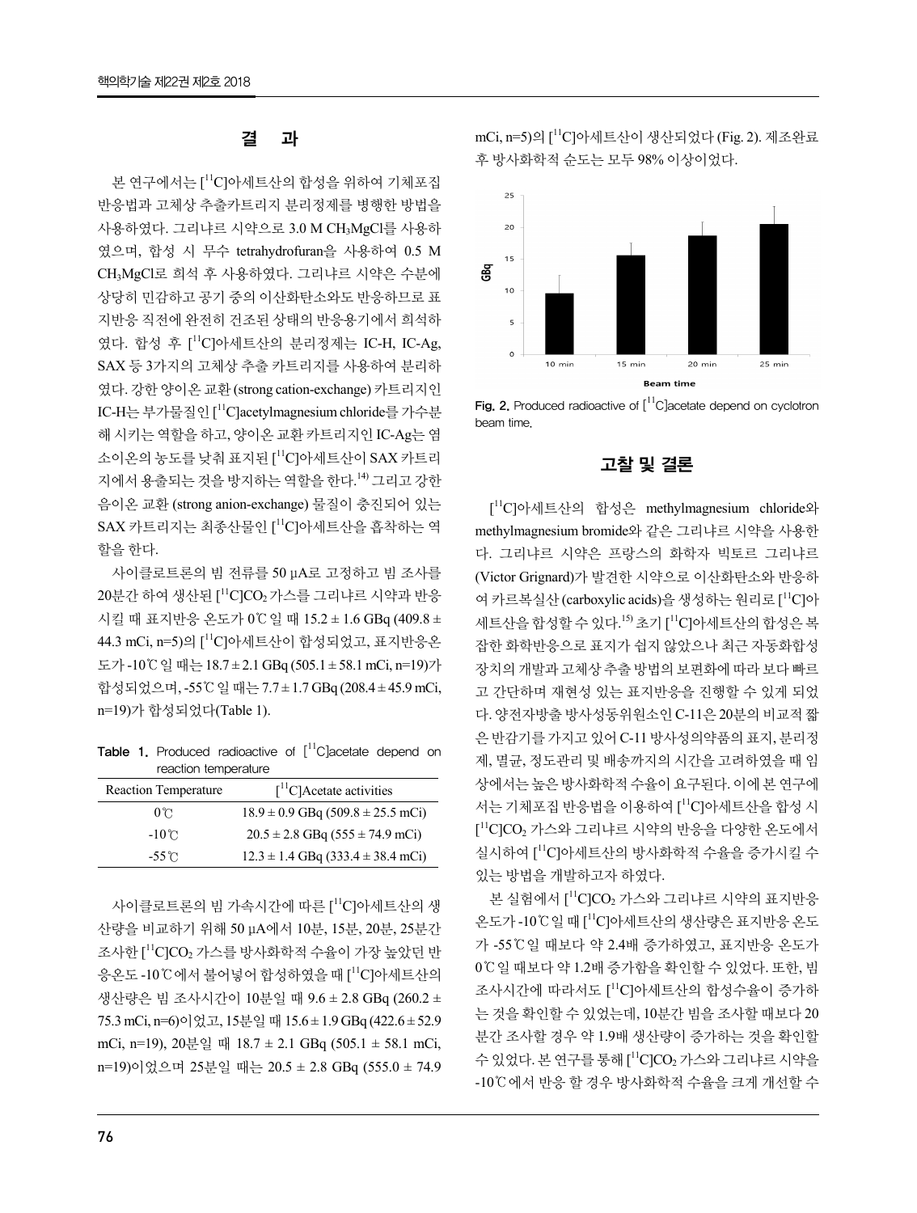## 결 과

본 연구에서는 [$^{11}$C]아세트산의 합성을 위하여 기체포집 반응법과 고체상 추출카트리지 분리정제를 병행한 방법을 사용하였다. 그리냐르 시약으로 3.0 M $CH_3MgCl$를 사용하였으며, 합성 시 무수 tetrahydrofuran을 사용하여 0.5 M $CH_3MgCl$로 희석 후 사용하였다. 그리냐르 시약은 수분에 상당히 민감하고 공기 중의 이산화탄소와도 반응하므로 표지반응 직전에 완전히 건조된 상태의 반응용기에서 희석하였다. 합성 후 [$^{11}$C]아세트산의 분리정제는 IC-H, IC-Ag, SAX 등 3가지의 고체상 추출 카트리지를 사용하여 분리하였다. 강한 양이온 교환 (strong cation-exchange) 카트리지인 IC-H는 부가물질인 [$^{11}$C]acetylmagnesium chloride를 가수분해 시키는 역할을 하고, 양이온 교환 카트리지인 IC-Ag는 염소이온의 농도를 낮춰 표지된 [$^{11}$C]아세트산이 SAX 카트리지에서 용출되는 것을 방지하는 역할을 한다.[14] 그리고 강한 음이온 교환 (strong anion-exchange) 물질이 충진되어 있는 SAX 카트리지는 최종산물인 [$^{11}$C]아세트산을 흡착하는 역할을 한다.

사이클로트론의 빔 전류를 50 μA로 고정하고 빔 조사를 20분간 하여 생산된 [$^{11}$C]$CO_2$ 가스를 그리냐르 시약과 반응시킬 때 표지반응 온도가 0℃일 때 15.2 ± 1.6 GBq (409.8 ± 44.3 mCi, n=5)의 [$^{11}$C]아세트산이 합성되었고, 표지반응온도가 -10℃일 때는 18.7 ± 2.1 GBq (505.1 ± 58.1 mCi, n=19)가 합성되었으며, -55℃일 때는 7.7 ± 1.7 GBq (208.4 ± 45.9 mCi, n=19)가 합성되었다(Table 1).

**Table 1.** Produced radioactive of [$^{11}$C]acetate depend on reaction temperature

| Reaction Temperature | [$^{11}$C]Acetate activities |
|---|---|
| 0℃ | 18.9 ± 0.9 GBq (509.8 ± 25.5 mCi) |
| -10℃ | 20.5 ± 2.8 GBq (555 ± 74.9 mCi) |
| -55℃ | 12.3 ± 1.4 GBq (333.4 ± 38.4 mCi) |

사이클로트론의 빔 가속시간에 따른 [$^{11}$C]아세트산의 생산량을 비교하기 위해 50 μA에서 10분, 15분, 20분, 25분간 조사한 [$^{11}$C]$CO_2$ 가스를 방사화학적 수율이 가장 높았던 반응온도 -10℃에서 불어넣어 합성하였을 때 [$^{11}$C]아세트산의 생산량은 빔 조사시간이 10분일 때 9.6 ± 2.8 GBq (260.2 ± 75.3 mCi, n=6)이었고, 15분일 때 15.6 ± 1.9 GBq (422.6 ± 52.9 mCi, n=19), 20분일 때 18.7 ± 2.1 GBq (505.1 ± 58.1 mCi, n=19)이었으며 25분일 때는 20.5 ± 2.8 GBq (555.0 ± 74.9 mCi, n=5)의 [$^{11}$C]아세트산이 생산되었다 (Fig. 2). 제조완료 후 방사화학적 순도는 모두 98% 이상이었다.

**Fig. 2.** Produced radioactive of [$^{11}$C]acetate depend on cyclotron beam time.

## 고찰 및 결론

[$^{11}$C]아세트산의 합성은 methylmagnesium chloride와 methylmagnesium bromide와 같은 그리냐르 시약을 사용한다. 그리냐르 시약은 프랑스의 화학자 빅토르 그리냐르 (Victor Grignard)가 발견한 시약으로 이산화탄소와 반응하여 카르복실산 (carboxylic acids)을 생성하는 원리로 [$^{11}$C]아세트산을 합성할 수 있다.[15] 초기 [$^{11}$C]아세트산의 합성은 복잡한 화학반응으로 표지가 쉽지 않았으나 최근 자동화합성장치의 개발과 고체상 추출 방법의 보편화에 따라 보다 빠르고 간단하며 재현성 있는 표지반응을 진행할 수 있게 되었다. 양전자방출 방사성동위원소인 C-11은 20분의 비교적 짧은 반감기를 가지고 있어 C-11 방사성의약품의 표지, 분리정제, 멸균, 정도관리 및 배송까지의 시간을 고려하였을 때 임상에서는 높은 방사화학적 수율이 요구된다. 이에 본 연구에서는 기체포집 반응법을 이용하여 [$^{11}$C]아세트산을 합성 시 [$^{11}$C]$CO_2$ 가스와 그리냐르 시약의 반응을 다양한 온도에서 실시하여 [$^{11}$C]아세트산의 방사화학적 수율을 증가시킬 수 있는 방법을 개발하고자 하였다.

본 실험에서 [$^{11}$C]$CO_2$ 가스와 그리냐르 시약의 표지반응 온도가 -10℃일 때 [$^{11}$C]아세트산의 생산량은 표지반응 온도가 -55℃일 때보다 약 2.4배 증가하였고, 표지반응 온도가 0℃일 때보다 약 1.2배 증가함을 확인할 수 있었다. 또한, 빔 조사시간에 따라서도 [$^{11}$C]아세트산의 합성수율이 증가하는 것을 확인할 수 있었는데, 10분간 빔을 조사할 때보다 20분간 조사할 경우 약 1.9배 생산량이 증가하는 것을 확인할 수 있었다. 본 연구를 통해 [$^{11}$C]$CO_2$ 가스와 그리냐르 시약을 -10℃에서 반응 할 경우 방사화학적 수율을 크게 개선할 수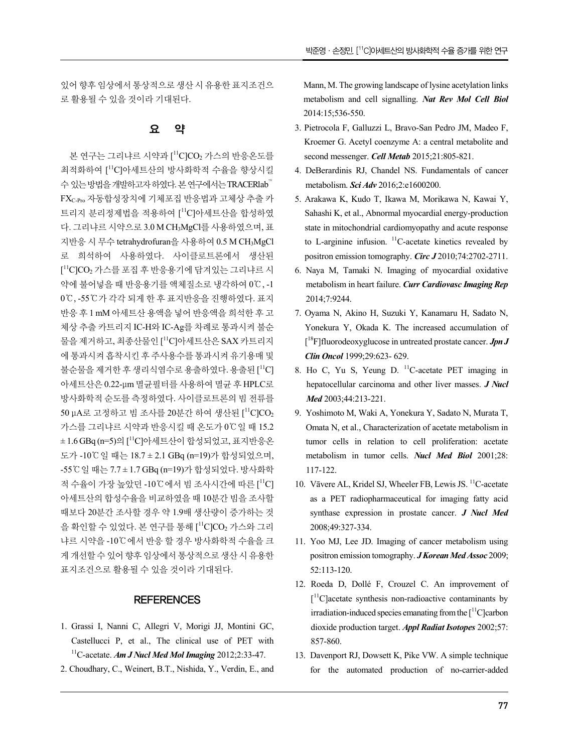있어 향후 임상에서 통상적으로 생산 시 유용한 표지조건으로 활용될 수 있을 것이라 기대된다.

## 요 약

본 연구는 그리냐르 시약과 [$^{11}$C]$CO_2$ 가스의 반응온도를 최적화하여 [$^{11}$C]아세트산의 방사화학적 수율을 향상시킬 수 있는 방법을 개발하고자 하였다. 본 연구에서는 TRACERlab™ $FX_{C\text{-}Pro}$ 자동합성장치에 기체포집 반응법과 고체상 추출 카트리지 분리정제법을 적용하여 [$^{11}$C]아세트산을 합성하였다. 그리냐르 시약으로 3.0 M $CH_3MgCl$를 사용하였으며, 표지반응 시 무수 tetrahydrofuran을 사용하여 0.5 M $CH_3MgCl$로 희석하여 사용하였다. 사이클로트론에서 생산된 [$^{11}$C]$CO_2$ 가스를 포집 후 반응용기에 담겨있는 그리냐르 시약에 불어넣을 때 반응용기를 액체질소로 냉각하여 0℃, -10℃, -55℃가 각각 되게 한 후 표지반응을 진행하였다. 표지반응 후 1 mM 아세트산 용액을 넣어 반응액을 희석한 후 고체상 추출 카트리지 IC-H와 IC-Ag를 차례로 통과시켜 불순물을 제거하고, 최종산물인 [$^{11}$C]아세트산은 SAX 카트리지에 통과시켜 흡착시킨 후 주사용수를 통과시켜 유기용매 및 불순물을 제거한 후 생리식염수로 용출하였다. 용출된 [$^{11}$C]아세트산은 0.22-μm 멸균필터를 사용하여 멸균 후 HPLC로 방사화학적 순도를 측정하였다. 사이클로트론의 빔 전류를 50 μA로 고정하고 빔 조사를 20분간 하여 생산된 [$^{11}$C]$CO_2$ 가스를 그리냐르 시약과 반응시킬 때 온도가 0℃일 때 15.2 ± 1.6 GBq (n=5)의 [$^{11}$C]아세트산이 합성되었고, 표지반응온도가 -10℃일 때는 18.7 ± 2.1 GBq (n=19)가 합성되었으며, -55℃일 때는 7.7 ± 1.7 GBq (n=19)가 합성되었다. 방사화학적 수율이 가장 높았던 -10℃에서 빔 조사시간에 따른 [$^{11}$C]아세트산의 합성수율을 비교하였을 때 10분간 빔을 조사할 때보다 20분간 조사할 경우 약 1.9배 생산량이 증가하는 것을 확인할 수 있었다. 본 연구를 통해 [$^{11}$C]$CO_2$ 가스와 그리냐르 시약을 -10℃에서 반응 할 경우 방사화학적 수율을 크게 개선할 수 있어 향후 임상에서 통상적으로 생산 시 유용한 표지조건으로 활용될 수 있을 것이라 기대된다.

## REFERENCES

1. Grassi I, Nanni C, Allegri V, Morigi JJ, Montini GC, Castellucci P, et al., The clinical use of PET with $^{11}$C-acetate. ***Am J Nucl Med Mol Imaging*** 2012;2:33-47.
2. Choudhary, C., Weinert, B.T., Nishida, Y., Verdin, E., and Mann, M. The growing landscape of lysine acetylation links metabolism and cell signalling. ***Nat Rev Mol Cell Biol*** 2014:15;536-550.
3. Pietrocola F, Galluzzi L, Bravo-San Pedro JM, Madeo F, Kroemer G. Acetyl coenzyme A: a central metabolite and second messenger. ***Cell Metab*** 2015;21:805-821.
4. DeBerardinis RJ, Chandel NS. Fundamentals of cancer metabolism. ***Sci Adv*** 2016;2:e1600200.
5. Arakawa K, Kudo T, Ikawa M, Morikawa N, Kawai Y, Sahashi K, et al., Abnormal myocardial energy-production state in mitochondrial cardiomyopathy and acute response to L-arginine infusion. $^{11}$C-acetate kinetics revealed by positron emission tomography. ***Circ J*** 2010;74:2702-2711.
6. Naya M, Tamaki N. Imaging of myocardial oxidative metabolism in heart failure. ***Curr Cardiovasc Imaging Rep*** 2014;7:9244.
7. Oyama N, Akino H, Suzuki Y, Kanamaru H, Sadato N, Yonekura Y, Okada K. The increased accumulation of [$^{18}$F]fluorodeoxyglucose in untreated prostate cancer. ***Jpn J Clin Oncol*** 1999;29:623- 629.
8. Ho C, Yu S, Yeung D. $^{11}$C-acetate PET imaging in hepatocellular carcinoma and other liver masses. ***J Nucl Med*** 2003;44:213-221.
9. Yoshimoto M, Waki A, Yonekura Y, Sadato N, Murata T, Omata N, et al., Characterization of acetate metabolism in tumor cells in relation to cell proliferation: acetate metabolism in tumor cells. ***Nucl Med Biol*** 2001;28: 117-122.
10. Vāvere AL, Kridel SJ, Wheeler FB, Lewis JS. $^{11}$C-acetate as a PET radiopharmaceutical for imaging fatty acid synthase expression in prostate cancer. ***J Nucl Med*** 2008;49:327-334.
11. Yoo MJ, Lee JD. Imaging of cancer metabolism using positron emission tomography. ***J Korean Med Assoc*** 2009; 52:113-120.
12. Roeda D, Dollé F, Crouzel C. An improvement of [$^{11}$C]acetate synthesis non-radioactive contaminants by irradiation-induced species emanating from the [$^{11}$C]carbon dioxide production target. ***Appl Radiat Isotopes*** 2002;57: 857-860.
13. Davenport RJ, Dowsett K, Pike VW. A simple technique for the automated production of no-carrier-added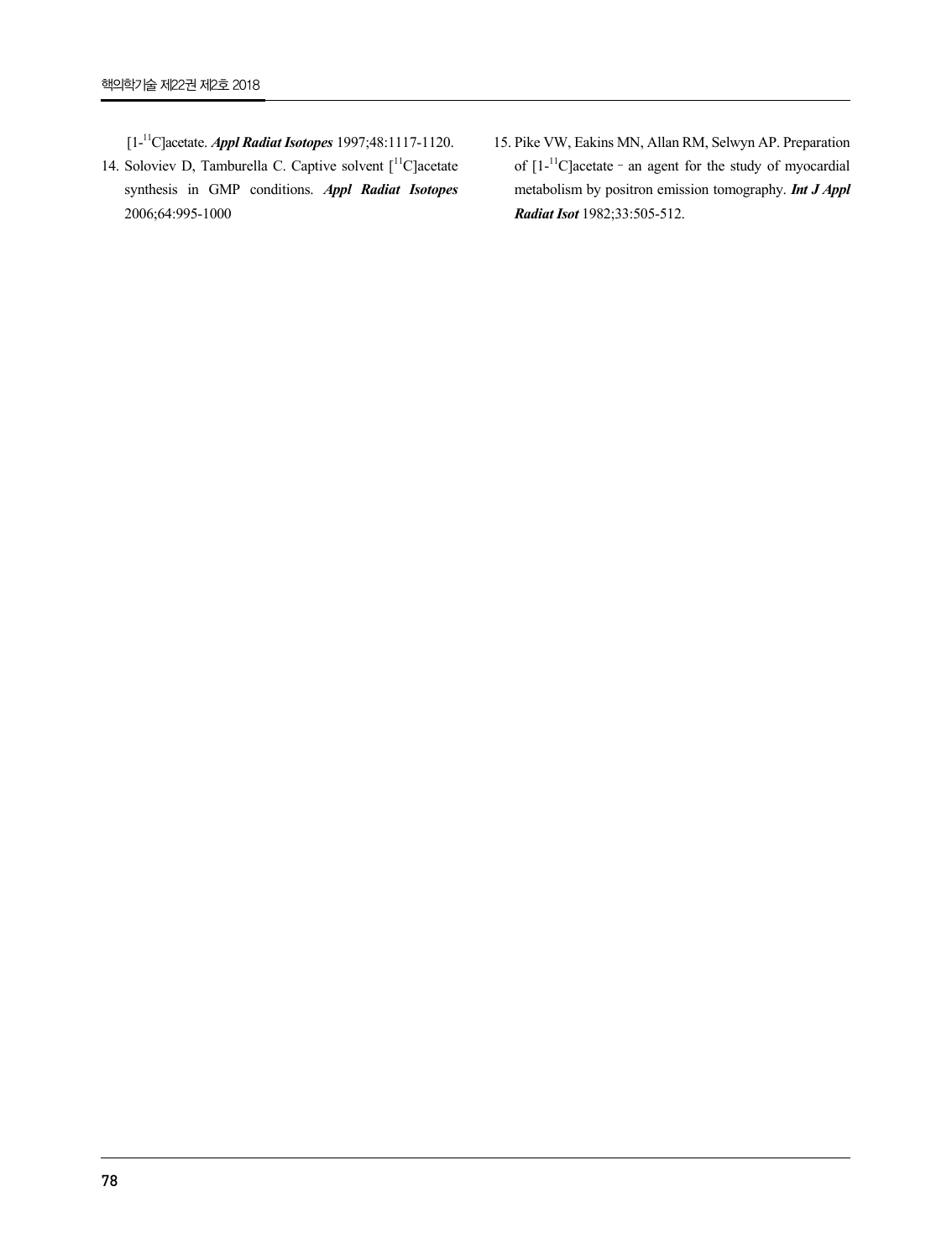[1-$^{11}$C]acetate. ***Appl Radiat Isotopes*** 1997;48:1117-1120.

14. Soloviev D, Tamburella C. Captive solvent [$^{11}$C]acetate synthesis in GMP conditions. ***Appl Radiat Isotopes*** 2006;64:995-1000

15. Pike VW, Eakins MN, Allan RM, Selwyn AP. Preparation of [1-$^{11}$C]acetate – an agent for the study of myocardial metabolism by positron emission tomography. ***Int J Appl Radiat Isot*** 1982;33:505-512.